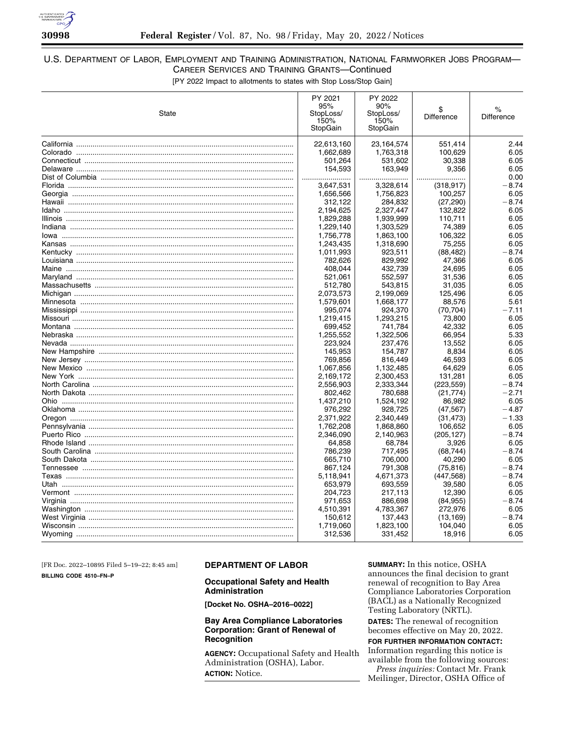# U.S. DEPARTMENT OF LABOR, EMPLOYMENT AND TRAINING ADMINISTRATION, NATIONAL FARMWORKER JOBS PROGRAM—CAREER SERVICES AND TRAINING GRANTS—Continued

[PY 2022 Impact to allotments to states with Stop Loss/Stop Gain]

| State | PY 2021 95% StopLoss/ 150% StopGain | PY 2022 90% StopLoss/ 150% StopGain | $ Difference | % Difference |
|---|---|---|---|---|
| California | 22,613,160 | 23,164,574 | 551,414 | 2.44 |
| Colorado | 1,662,689 | 1,763,318 | 100,629 | 6.05 |
| Connecticut | 501,264 | 531,602 | 30,338 | 6.05 |
| Delaware | 154,593 | 163,949 | 9,356 | 6.05 |
| Dist of Columbia | .................... | .................... | .................... | 0.00 |
| Florida | 3,647,531 | 3,328,614 | (318,917) | −8.74 |
| Georgia | 1,656,566 | 1,756,823 | 100,257 | 6.05 |
| Hawaii | 312,122 | 284,832 | (27,290) | −8.74 |
| Idaho | 2,194,625 | 2,327,447 | 132,822 | 6.05 |
| Illinois | 1,829,288 | 1,939,999 | 110,711 | 6.05 |
| Indiana | 1,229,140 | 1,303,529 | 74,389 | 6.05 |
| Iowa | 1,756,778 | 1,863,100 | 106,322 | 6.05 |
| Kansas | 1,243,435 | 1,318,690 | 75,255 | 6.05 |
| Kentucky | 1,011,993 | 923,511 | (88,482) | −8.74 |
| Louisiana | 782,626 | 829,992 | 47,366 | 6.05 |
| Maine | 408,044 | 432,739 | 24,695 | 6.05 |
| Maryland | 521,061 | 552,597 | 31,536 | 6.05 |
| Massachusetts | 512,780 | 543,815 | 31,035 | 6.05 |
| Michigan | 2,073,573 | 2,199,069 | 125,496 | 6.05 |
| Minnesota | 1,579,601 | 1,668,177 | 88,576 | 5.61 |
| Mississippi | 995,074 | 924,370 | (70,704) | −7.11 |
| Missouri | 1,219,415 | 1,293,215 | 73,800 | 6.05 |
| Montana | 699,452 | 741,784 | 42,332 | 6.05 |
| Nebraska | 1,255,552 | 1,322,506 | 66,954 | 5.33 |
| Nevada | 223,924 | 237,476 | 13,552 | 6.05 |
| New Hampshire | 145,953 | 154,787 | 8,834 | 6.05 |
| New Jersey | 769,856 | 816,449 | 46,593 | 6.05 |
| New Mexico | 1,067,856 | 1,132,485 | 64,629 | 6.05 |
| New York | 2,169,172 | 2,300,453 | 131,281 | 6.05 |
| North Carolina | 2,556,903 | 2,333,344 | (223,559) | −8.74 |
| North Dakota | 802,462 | 780,688 | (21,774) | −2.71 |
| Ohio | 1,437,210 | 1,524,192 | 86,982 | 6.05 |
| Oklahoma | 976,292 | 928,725 | (47,567) | −4.87 |
| Oregon | 2,371,922 | 2,340,449 | (31,473) | −1.33 |
| Pennsylvania | 1,762,208 | 1,868,860 | 106,652 | 6.05 |
| Puerto Rico | 2,346,090 | 2,140,963 | (205,127) | −8.74 |
| Rhode Island | 64,858 | 68,784 | 3,926 | 6.05 |
| South Carolina | 786,239 | 717,495 | (68,744) | −8.74 |
| South Dakota | 665,710 | 706,000 | 40,290 | 6.05 |
| Tennessee | 867,124 | 791,308 | (75,816) | −8.74 |
| Texas | 5,118,941 | 4,671,373 | (447,568) | −8.74 |
| Utah | 653,979 | 693,559 | 39,580 | 6.05 |
| Vermont | 204,723 | 217,113 | 12,390 | 6.05 |
| Virginia | 971,653 | 886,698 | (84,955) | −8.74 |
| Washington | 4,510,391 | 4,783,367 | 272,976 | 6.05 |
| West Virginia | 150,612 | 137,443 | (13,169) | −8.74 |
| Wisconsin | 1,719,060 | 1,823,100 | 104,040 | 6.05 |
| Wyoming | 312,536 | 331,452 | 18,916 | 6.05 |

[FR Doc. 2022–10895 Filed 5–19–22; 8:45 am]

**BILLING CODE 4510–FN–P**

## DEPARTMENT OF LABOR

### Occupational Safety and Health Administration

**[Docket No. OSHA–2016–0022]**

### Bay Area Compliance Laboratories Corporation: Grant of Renewal of Recognition

**AGENCY:** Occupational Safety and Health Administration (OSHA), Labor.

**ACTION:** Notice.

**SUMMARY:** In this notice, OSHA announces the final decision to grant renewal of recognition to Bay Area Compliance Laboratories Corporation (BACL) as a Nationally Recognized Testing Laboratory (NRTL).

**DATES:** The renewal of recognition becomes effective on May 20, 2022.

**FOR FURTHER INFORMATION CONTACT:** Information regarding this notice is available from the following sources:

*Press inquiries:* Contact Mr. Frank Meilinger, Director, OSHA Office of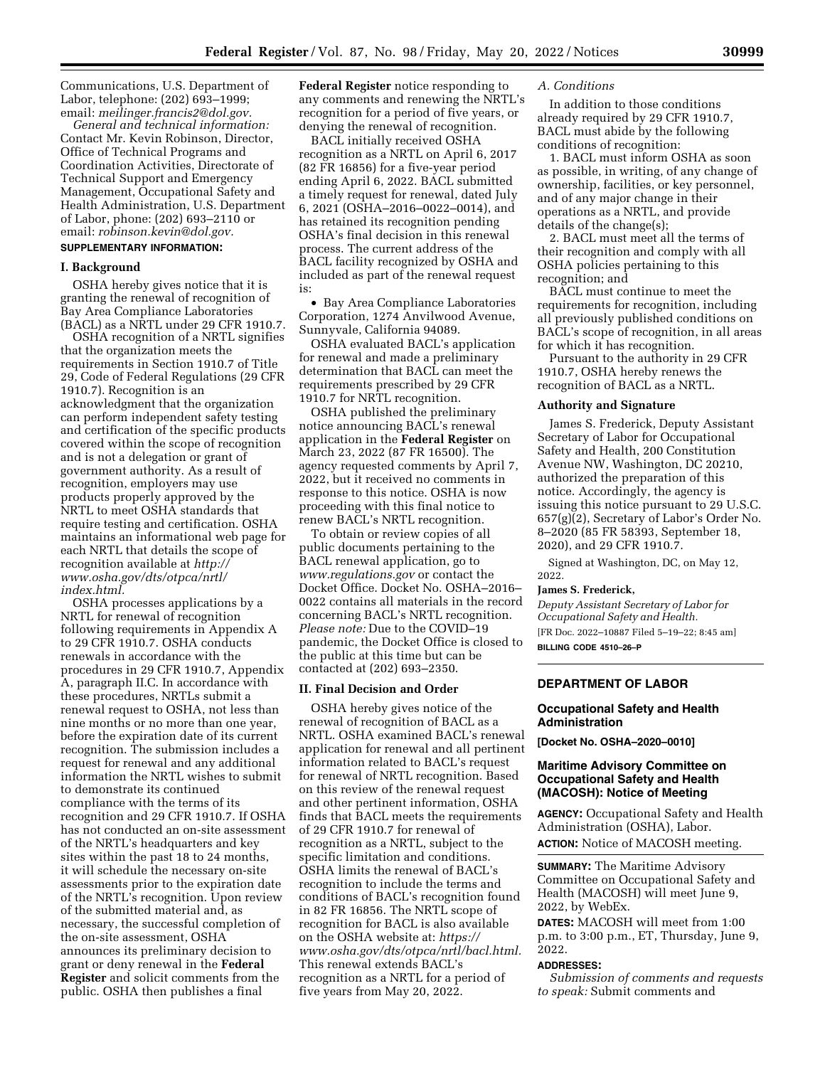Communications, U.S. Department of Labor, telephone: (202) 693–1999; email: *meilinger.francis2@dol.gov.*

*General and technical information:* Contact Mr. Kevin Robinson, Director, Office of Technical Programs and Coordination Activities, Directorate of Technical Support and Emergency Management, Occupational Safety and Health Administration, U.S. Department of Labor, phone: (202) 693–2110 or email: *robinson.kevin@dol.gov.*

**SUPPLEMENTARY INFORMATION:**

**I. Background**

OSHA hereby gives notice that it is granting the renewal of recognition of Bay Area Compliance Laboratories (BACL) as a NRTL under 29 CFR 1910.7.

OSHA recognition of a NRTL signifies that the organization meets the requirements in Section 1910.7 of Title 29, Code of Federal Regulations (29 CFR 1910.7). Recognition is an acknowledgment that the organization can perform independent safety testing and certification of the specific products covered within the scope of recognition and is not a delegation or grant of government authority. As a result of recognition, employers may use products properly approved by the NRTL to meet OSHA standards that require testing and certification. OSHA maintains an informational web page for each NRTL that details the scope of recognition available at *http://www.osha.gov/dts/otpca/nrtl/index.html.*

OSHA processes applications by a NRTL for renewal of recognition following requirements in Appendix A to 29 CFR 1910.7. OSHA conducts renewals in accordance with the procedures in 29 CFR 1910.7, Appendix A, paragraph II.C. In accordance with these procedures, NRTLs submit a renewal request to OSHA, not less than nine months or no more than one year, before the expiration date of its current recognition. The submission includes a request for renewal and any additional information the NRTL wishes to submit to demonstrate its continued compliance with the terms of its recognition and 29 CFR 1910.7. If OSHA has not conducted an on-site assessment of the NRTL's headquarters and key sites within the past 18 to 24 months, it will schedule the necessary on-site assessments prior to the expiration date of the NRTL's recognition. Upon review of the submitted material and, as necessary, the successful completion of the on-site assessment, OSHA announces its preliminary decision to grant or deny renewal in the **Federal Register** and solicit comments from the public. OSHA then publishes a final **Federal Register** notice responding to any comments and renewing the NRTL's recognition for a period of five years, or denying the renewal of recognition.

BACL initially received OSHA recognition as a NRTL on April 6, 2017 (82 FR 16856) for a five-year period ending April 6, 2022. BACL submitted a timely request for renewal, dated July 6, 2021 (OSHA–2016–0022–0014), and has retained its recognition pending OSHA's final decision in this renewal process. The current address of the BACL facility recognized by OSHA and included as part of the renewal request is:

- Bay Area Compliance Laboratories Corporation, 1274 Anvilwood Avenue, Sunnyvale, California 94089.

OSHA evaluated BACL's application for renewal and made a preliminary determination that BACL can meet the requirements prescribed by 29 CFR 1910.7 for NRTL recognition.

OSHA published the preliminary notice announcing BACL's renewal application in the **Federal Register** on March 23, 2022 (87 FR 16500). The agency requested comments by April 7, 2022, but it received no comments in response to this notice. OSHA is now proceeding with this final notice to renew BACL's NRTL recognition.

To obtain or review copies of all public documents pertaining to the BACL renewal application, go to *www.regulations.gov* or contact the Docket Office. Docket No. OSHA–2016–0022 contains all materials in the record concerning BACL's NRTL recognition. *Please note:* Due to the COVID–19 pandemic, the Docket Office is closed to the public at this time but can be contacted at (202) 693–2350.

**II. Final Decision and Order**

OSHA hereby gives notice of the renewal of recognition of BACL as a NRTL. OSHA examined BACL's renewal application for renewal and all pertinent information related to BACL's request for renewal of NRTL recognition. Based on this review of the renewal request and other pertinent information, OSHA finds that BACL meets the requirements of 29 CFR 1910.7 for renewal of recognition as a NRTL, subject to the specific limitation and conditions. OSHA limits the renewal of BACL's recognition to include the terms and conditions of BACL's recognition found in 82 FR 16856. The NRTL scope of recognition for BACL is also available on the OSHA website at: *https://www.osha.gov/dts/otpca/nrtl/bacl.html.* This renewal extends BACL's recognition as a NRTL for a period of five years from May 20, 2022.

*A. Conditions*

In addition to those conditions already required by 29 CFR 1910.7, BACL must abide by the following conditions of recognition:

1. BACL must inform OSHA as soon as possible, in writing, of any change of ownership, facilities, or key personnel, and of any major change in their operations as a NRTL, and provide details of the change(s);

2. BACL must meet all the terms of their recognition and comply with all OSHA policies pertaining to this recognition; and

BACL must continue to meet the requirements for recognition, including all previously published conditions on BACL's scope of recognition, in all areas for which it has recognition.

Pursuant to the authority in 29 CFR 1910.7, OSHA hereby renews the recognition of BACL as a NRTL.

**Authority and Signature**

James S. Frederick, Deputy Assistant Secretary of Labor for Occupational Safety and Health, 200 Constitution Avenue NW, Washington, DC 20210, authorized the preparation of this notice. Accordingly, the agency is issuing this notice pursuant to 29 U.S.C. 657(g)(2), Secretary of Labor's Order No. 8–2020 (85 FR 58393, September 18, 2020), and 29 CFR 1910.7.

Signed at Washington, DC, on May 12, 2022.

**James S. Frederick,**

*Deputy Assistant Secretary of Labor for Occupational Safety and Health.*

[FR Doc. 2022–10887 Filed 5–19–22; 8:45 am]

**BILLING CODE 4510–26–P**

---

**DEPARTMENT OF LABOR**

**Occupational Safety and Health Administration**

**[Docket No. OSHA–2020–0010]**

## Maritime Advisory Committee on Occupational Safety and Health (MACOSH): Notice of Meeting

**AGENCY:** Occupational Safety and Health Administration (OSHA), Labor.

**ACTION:** Notice of MACOSH meeting.

**SUMMARY:** The Maritime Advisory Committee on Occupational Safety and Health (MACOSH) will meet June 9, 2022, by WebEx.

**DATES:** MACOSH will meet from 1:00 p.m. to 3:00 p.m., ET, Thursday, June 9, 2022.

**ADDRESSES:**

*Submission of comments and requests to speak:* Submit comments and